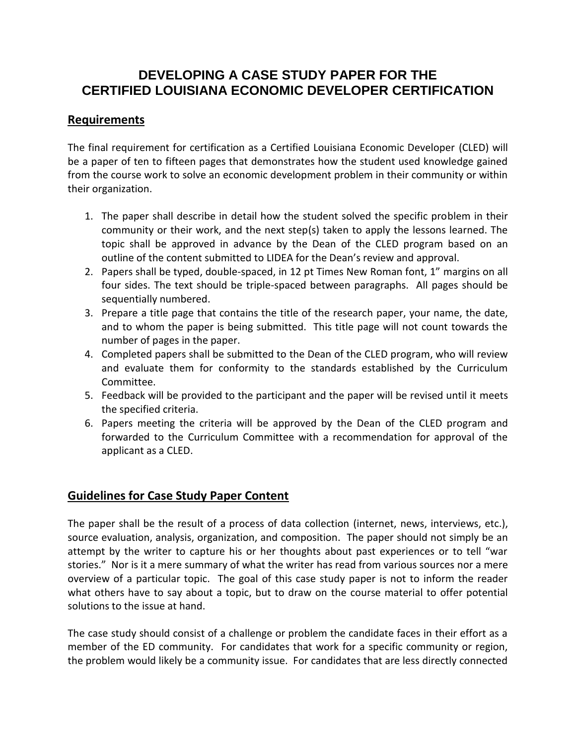# DEVELOPING A CASE STUDY PAPER FOR THE CERTIFIED LOUISIANA ECONOMIC DEVELOPER CERTIFICATION

## Requirements

The final requirement for certification as a Certified Louisiana Economic Developer (CLED) will be a paper of ten to fifteen pages that demonstrates how the student used knowledge gained from the course work to solve an economic development problem in their community or within their organization.

1. The paper shall describe in detail how the student solved the specific problem in their community or their work, and the next step(s) taken to apply the lessons learned. The topic shall be approved in advance by the Dean of the CLED program based on an outline of the content submitted to LIDEA for the Dean's review and approval.
2. Papers shall be typed, double-spaced, in 12 pt Times New Roman font, 1" margins on all four sides. The text should be triple-spaced between paragraphs. All pages should be sequentially numbered.
3. Prepare a title page that contains the title of the research paper, your name, the date, and to whom the paper is being submitted. This title page will not count towards the number of pages in the paper.
4. Completed papers shall be submitted to the Dean of the CLED program, who will review and evaluate them for conformity to the standards established by the Curriculum Committee.
5. Feedback will be provided to the participant and the paper will be revised until it meets the specified criteria.
6. Papers meeting the criteria will be approved by the Dean of the CLED program and forwarded to the Curriculum Committee with a recommendation for approval of the applicant as a CLED.

## Guidelines for Case Study Paper Content

The paper shall be the result of a process of data collection (internet, news, interviews, etc.), source evaluation, analysis, organization, and composition. The paper should not simply be an attempt by the writer to capture his or her thoughts about past experiences or to tell "war stories." Nor is it a mere summary of what the writer has read from various sources nor a mere overview of a particular topic. The goal of this case study paper is not to inform the reader what others have to say about a topic, but to draw on the course material to offer potential solutions to the issue at hand.

The case study should consist of a challenge or problem the candidate faces in their effort as a member of the ED community. For candidates that work for a specific community or region, the problem would likely be a community issue. For candidates that are less directly connected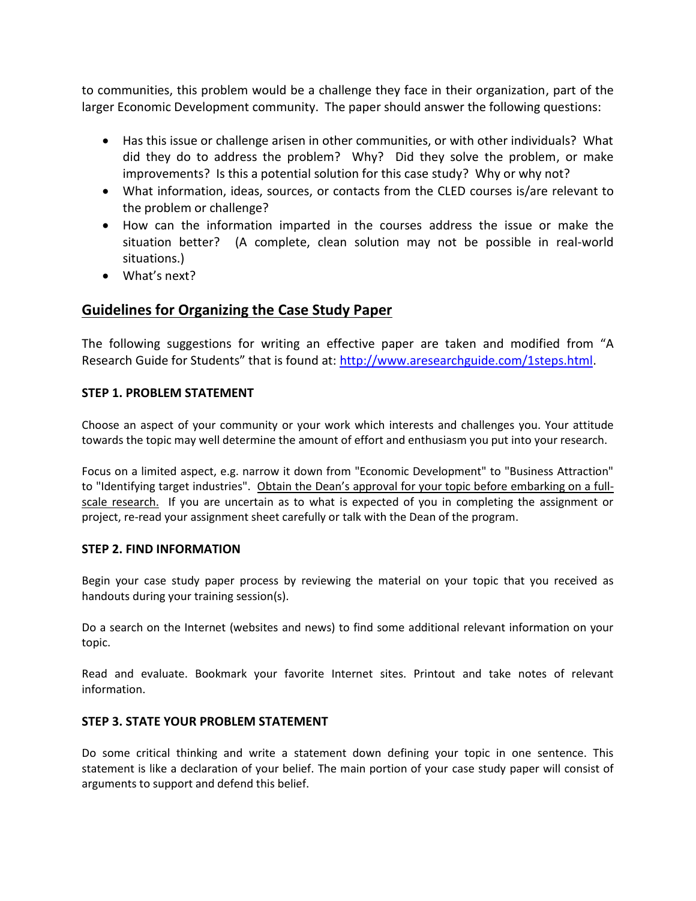to communities, this problem would be a challenge they face in their organization, part of the larger Economic Development community. The paper should answer the following questions:

- Has this issue or challenge arisen in other communities, or with other individuals? What did they do to address the problem? Why? Did they solve the problem, or make improvements? Is this a potential solution for this case study? Why or why not?
- What information, ideas, sources, or contacts from the CLED courses is/are relevant to the problem or challenge?
- How can the information imparted in the courses address the issue or make the situation better? (A complete, clean solution may not be possible in real-world situations.)
- What's next?

## Guidelines for Organizing the Case Study Paper

The following suggestions for writing an effective paper are taken and modified from "A Research Guide for Students" that is found at: [http://www.aresearchguide.com/1steps.html](http://www.aresearchguide.com/1steps.html).

### STEP 1. PROBLEM STATEMENT

Choose an aspect of your community or your work which interests and challenges you. Your attitude towards the topic may well determine the amount of effort and enthusiasm you put into your research.

Focus on a limited aspect, e.g. narrow it down from "Economic Development" to "Business Attraction" to "Identifying target industries". <u>Obtain the Dean's approval for your topic before embarking on a full-scale research.</u> If you are uncertain as to what is expected of you in completing the assignment or project, re-read your assignment sheet carefully or talk with the Dean of the program.

### STEP 2. FIND INFORMATION

Begin your case study paper process by reviewing the material on your topic that you received as handouts during your training session(s).

Do a search on the Internet (websites and news) to find some additional relevant information on your topic.

Read and evaluate. Bookmark your favorite Internet sites. Printout and take notes of relevant information.

### STEP 3. STATE YOUR PROBLEM STATEMENT

Do some critical thinking and write a statement down defining your topic in one sentence. This statement is like a declaration of your belief. The main portion of your case study paper will consist of arguments to support and defend this belief.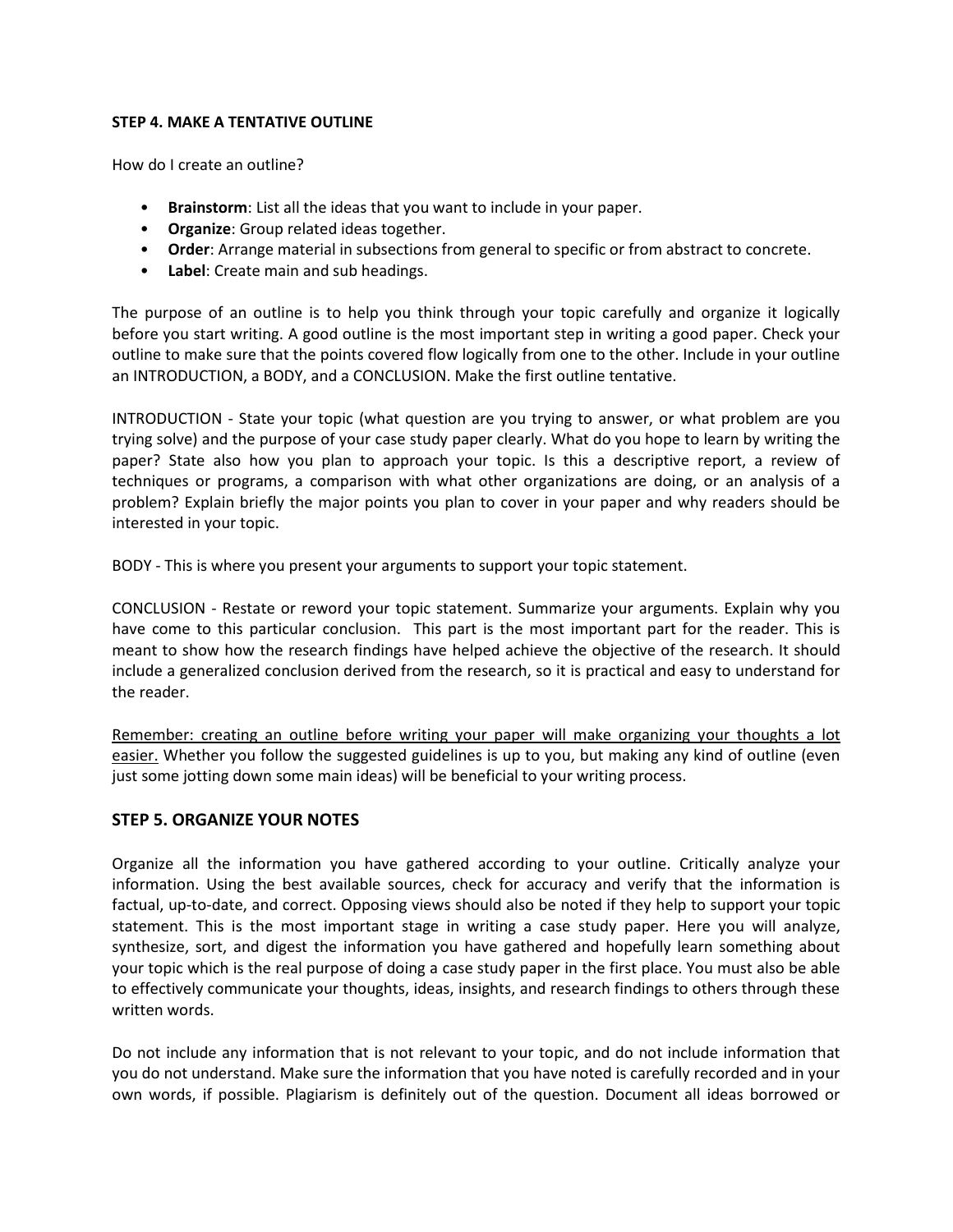### STEP 4. MAKE A TENTATIVE OUTLINE

How do I create an outline?

- **Brainstorm**: List all the ideas that you want to include in your paper.
- **Organize**: Group related ideas together.
- **Order**: Arrange material in subsections from general to specific or from abstract to concrete.
- **Label**: Create main and sub headings.

The purpose of an outline is to help you think through your topic carefully and organize it logically before you start writing. A good outline is the most important step in writing a good paper. Check your outline to make sure that the points covered flow logically from one to the other. Include in your outline an INTRODUCTION, a BODY, and a CONCLUSION. Make the first outline tentative.

INTRODUCTION - State your topic (what question are you trying to answer, or what problem are you trying solve) and the purpose of your case study paper clearly. What do you hope to learn by writing the paper? State also how you plan to approach your topic. Is this a descriptive report, a review of techniques or programs, a comparison with what other organizations are doing, or an analysis of a problem? Explain briefly the major points you plan to cover in your paper and why readers should be interested in your topic.

BODY - This is where you present your arguments to support your topic statement.

CONCLUSION - Restate or reword your topic statement. Summarize your arguments. Explain why you have come to this particular conclusion. This part is the most important part for the reader. This is meant to show how the research findings have helped achieve the objective of the research. It should include a generalized conclusion derived from the research, so it is practical and easy to understand for the reader.

<u>Remember: creating an outline before writing your paper will make organizing your thoughts a lot easier.</u> Whether you follow the suggested guidelines is up to you, but making any kind of outline (even just some jotting down some main ideas) will be beneficial to your writing process.

### STEP 5. ORGANIZE YOUR NOTES

Organize all the information you have gathered according to your outline. Critically analyze your information. Using the best available sources, check for accuracy and verify that the information is factual, up-to-date, and correct. Opposing views should also be noted if they help to support your topic statement. This is the most important stage in writing a case study paper. Here you will analyze, synthesize, sort, and digest the information you have gathered and hopefully learn something about your topic which is the real purpose of doing a case study paper in the first place. You must also be able to effectively communicate your thoughts, ideas, insights, and research findings to others through these written words.

Do not include any information that is not relevant to your topic, and do not include information that you do not understand. Make sure the information that you have noted is carefully recorded and in your own words, if possible. Plagiarism is definitely out of the question. Document all ideas borrowed or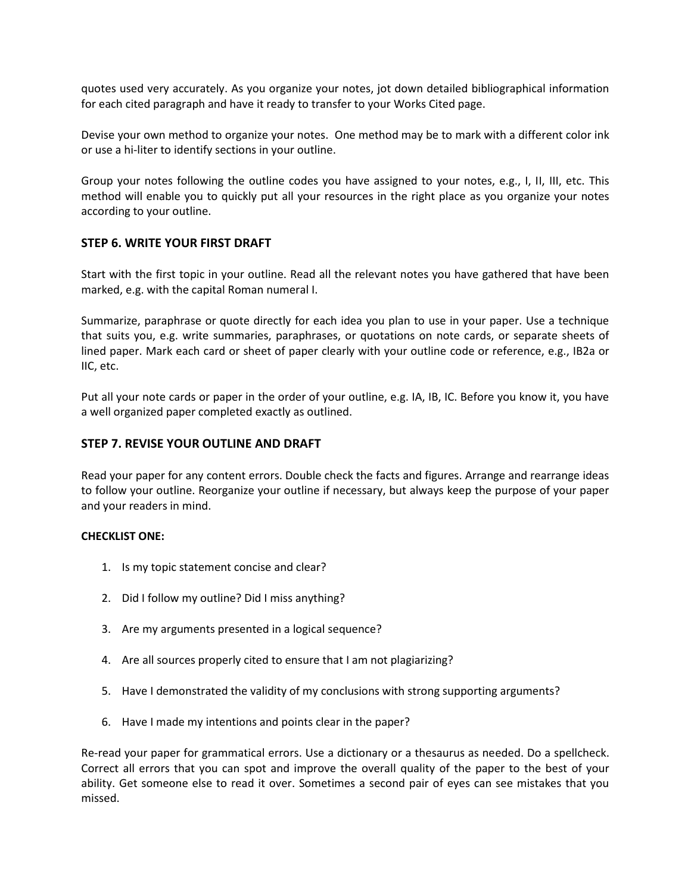quotes used very accurately. As you organize your notes, jot down detailed bibliographical information for each cited paragraph and have it ready to transfer to your Works Cited page.

Devise your own method to organize your notes. One method may be to mark with a different color ink or use a hi-liter to identify sections in your outline.

Group your notes following the outline codes you have assigned to your notes, e.g., I, II, III, etc. This method will enable you to quickly put all your resources in the right place as you organize your notes according to your outline.

## STEP 6. WRITE YOUR FIRST DRAFT

Start with the first topic in your outline. Read all the relevant notes you have gathered that have been marked, e.g. with the capital Roman numeral I.

Summarize, paraphrase or quote directly for each idea you plan to use in your paper. Use a technique that suits you, e.g. write summaries, paraphrases, or quotations on note cards, or separate sheets of lined paper. Mark each card or sheet of paper clearly with your outline code or reference, e.g., IB2a or IIC, etc.

Put all your note cards or paper in the order of your outline, e.g. IA, IB, IC. Before you know it, you have a well organized paper completed exactly as outlined.

## STEP 7. REVISE YOUR OUTLINE AND DRAFT

Read your paper for any content errors. Double check the facts and figures. Arrange and rearrange ideas to follow your outline. Reorganize your outline if necessary, but always keep the purpose of your paper and your readers in mind.

**CHECKLIST ONE:**

1. Is my topic statement concise and clear?
2. Did I follow my outline? Did I miss anything?
3. Are my arguments presented in a logical sequence?
4. Are all sources properly cited to ensure that I am not plagiarizing?
5. Have I demonstrated the validity of my conclusions with strong supporting arguments?
6. Have I made my intentions and points clear in the paper?

Re-read your paper for grammatical errors. Use a dictionary or a thesaurus as needed. Do a spellcheck. Correct all errors that you can spot and improve the overall quality of the paper to the best of your ability. Get someone else to read it over. Sometimes a second pair of eyes can see mistakes that you missed.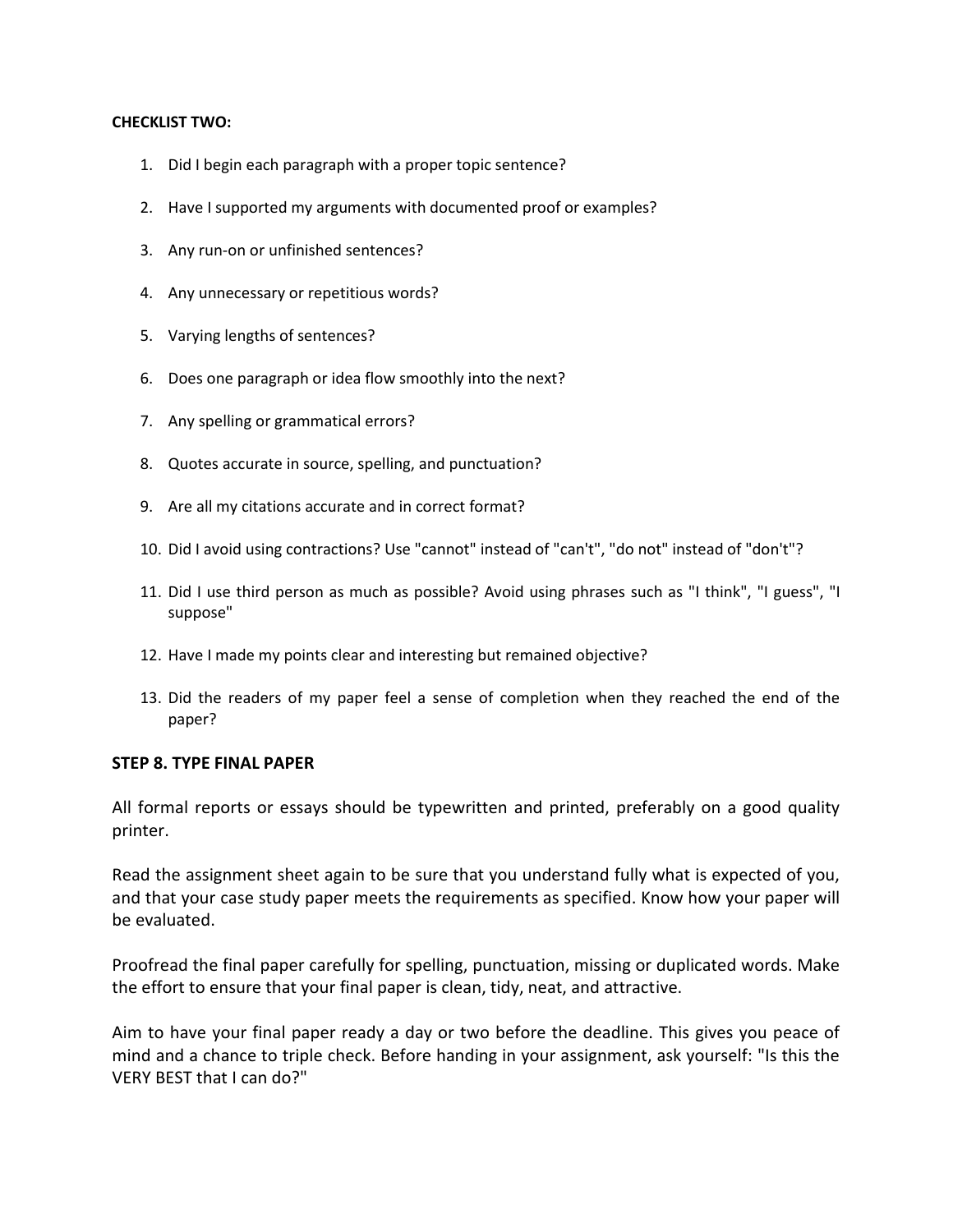**CHECKLIST TWO:**

1. Did I begin each paragraph with a proper topic sentence?
2. Have I supported my arguments with documented proof or examples?
3. Any run-on or unfinished sentences?
4. Any unnecessary or repetitious words?
5. Varying lengths of sentences?
6. Does one paragraph or idea flow smoothly into the next?
7. Any spelling or grammatical errors?
8. Quotes accurate in source, spelling, and punctuation?
9. Are all my citations accurate and in correct format?
10. Did I avoid using contractions? Use "cannot" instead of "can't", "do not" instead of "don't"?
11. Did I use third person as much as possible? Avoid using phrases such as "I think", "I guess", "I suppose"
12. Have I made my points clear and interesting but remained objective?
13. Did the readers of my paper feel a sense of completion when they reached the end of the paper?

**STEP 8. TYPE FINAL PAPER**

All formal reports or essays should be typewritten and printed, preferably on a good quality printer.

Read the assignment sheet again to be sure that you understand fully what is expected of you, and that your case study paper meets the requirements as specified. Know how your paper will be evaluated.

Proofread the final paper carefully for spelling, punctuation, missing or duplicated words. Make the effort to ensure that your final paper is clean, tidy, neat, and attractive.

Aim to have your final paper ready a day or two before the deadline. This gives you peace of mind and a chance to triple check. Before handing in your assignment, ask yourself: "Is this the VERY BEST that I can do?"